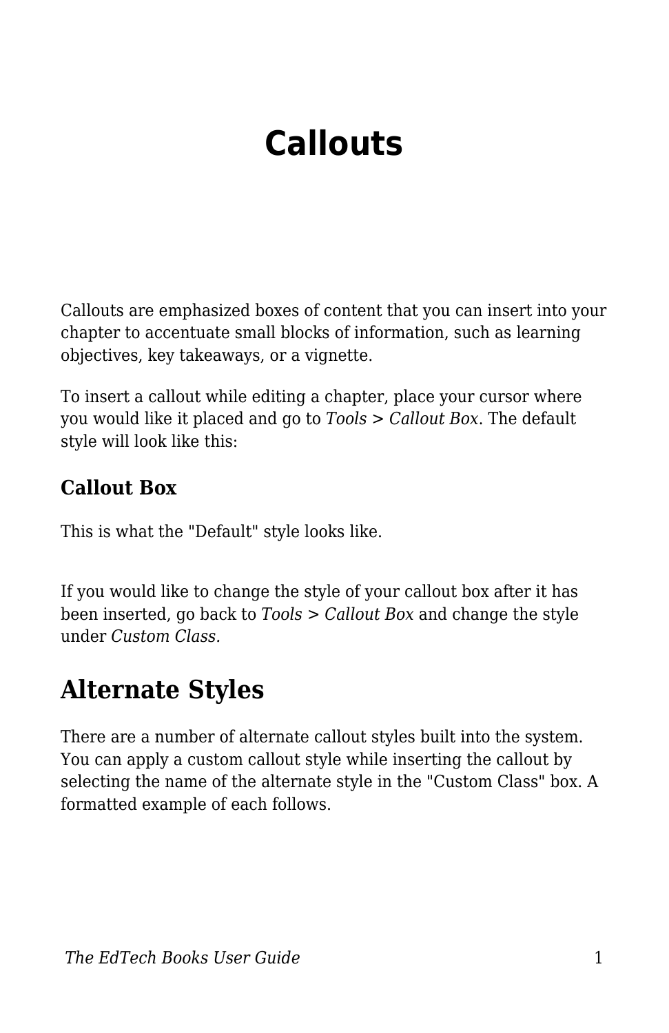# Callouts

Callouts are emphasized boxes of content that you can insert into your chapter to accentuate small blocks of information, such as learning objectives, key takeaways, or a vignette.

To insert a callout while editing a chapter, place your cursor where you would like it placed and go to *Tools > Callout Box*. The default style will look like this:

### Callout Box

This is what the "Default" style looks like.

If you would like to change the style of your callout box after it has been inserted, go back to *Tools > Callout Box* and change the style under *Custom Class.*

## Alternate Styles

There are a number of alternate callout styles built into the system. You can apply a custom callout style while inserting the callout by selecting the name of the alternate style in the "Custom Class" box. A formatted example of each follows.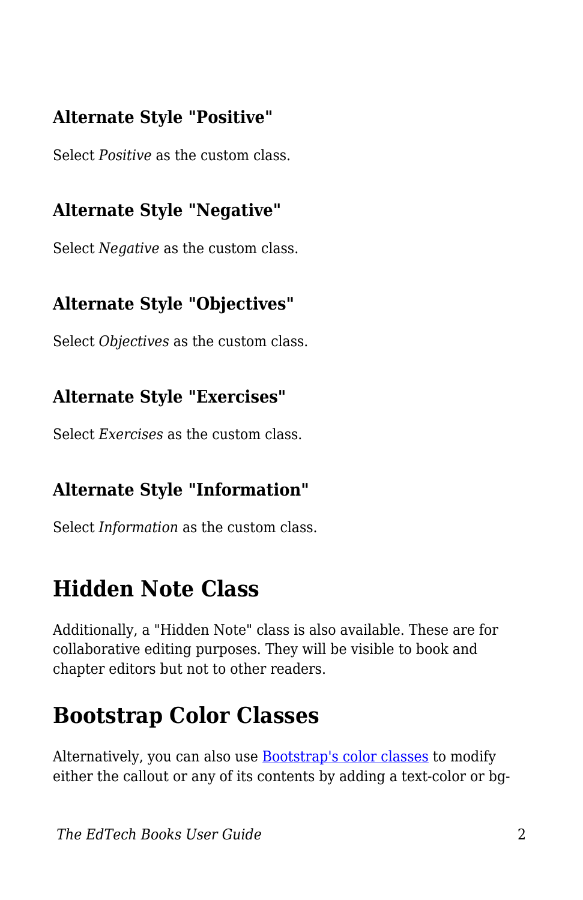### Alternate Style "Positive"

Select *Positive* as the custom class.

### Alternate Style "Negative"

Select *Negative* as the custom class.

### Alternate Style "Objectives"

Select *Objectives* as the custom class.

### Alternate Style "Exercises"

Select *Exercises* as the custom class.

### Alternate Style "Information"

Select *Information* as the custom class.

## Hidden Note Class

Additionally, a "Hidden Note" class is also available. These are for collaborative editing purposes. They will be visible to book and chapter editors but not to other readers.

## Bootstrap Color Classes

Alternatively, you can also use [Bootstrap's color classes]() to modify either the callout or any of its contents by adding a text-color or bg-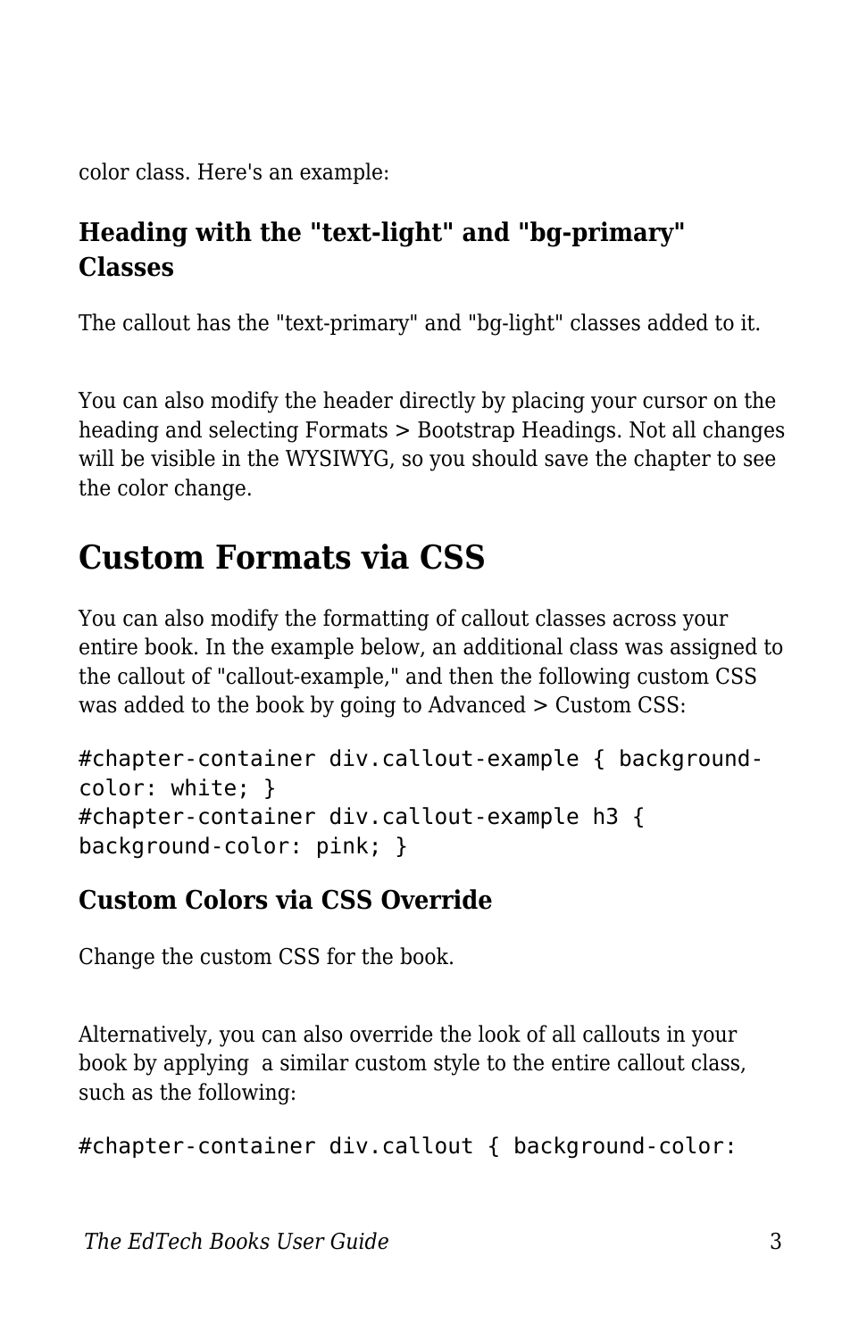color class. Here's an example:

### Heading with the "text-light" and "bg-primary" Classes

The callout has the "text-primary" and "bg-light" classes added to it.

You can also modify the header directly by placing your cursor on the heading and selecting Formats > Bootstrap Headings. Not all changes will be visible in the WYSIWYG, so you should save the chapter to see the color change.

## Custom Formats via CSS

You can also modify the formatting of callout classes across your entire book. In the example below, an additional class was assigned to the callout of "callout-example," and then the following custom CSS was added to the book by going to Advanced > Custom CSS:

```
#chapter-container div.callout-example { background-color: white; }
#chapter-container div.callout-example h3 { background-color: pink; }
```

### Custom Colors via CSS Override

Change the custom CSS for the book.

Alternatively, you can also override the look of all callouts in your book by applying  a similar custom style to the entire callout class, such as the following:

```
#chapter-container div.callout { background-color:
```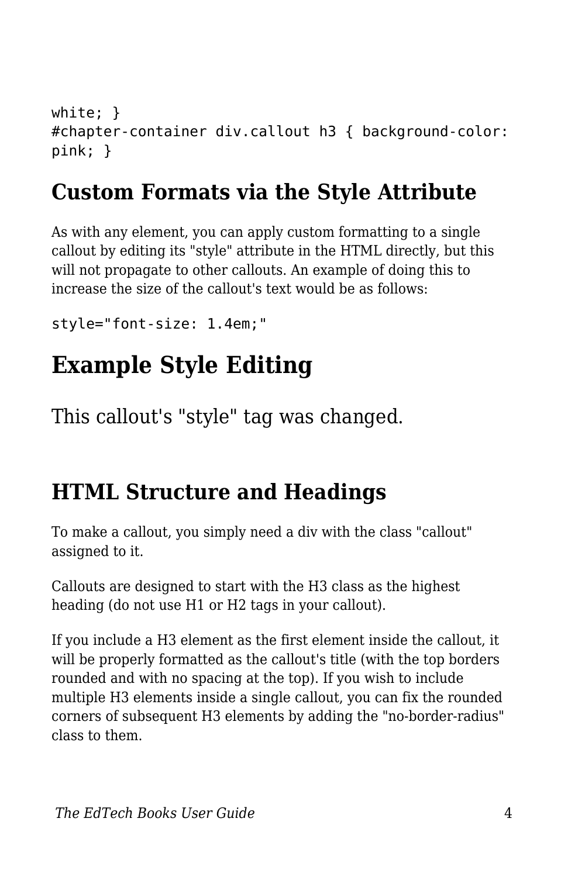```
white; }
#chapter-container div.callout h3 { background-color:
pink; }
```

## Custom Formats via the Style Attribute

As with any element, you can apply custom formatting to a single callout by editing its "style" attribute in the HTML directly, but this will not propagate to other callouts. An example of doing this to increase the size of the callout's text would be as follows:

```
style="font-size: 1.4em;"
```

# Example Style Editing

This callout's "style" tag was changed.

## HTML Structure and Headings

To make a callout, you simply need a div with the class "callout" assigned to it.

Callouts are designed to start with the H3 class as the highest heading (do not use H1 or H2 tags in your callout).

If you include a H3 element as the first element inside the callout, it will be properly formatted as the callout's title (with the top borders rounded and with no spacing at the top). If you wish to include multiple H3 elements inside a single callout, you can fix the rounded corners of subsequent H3 elements by adding the "no-border-radius" class to them.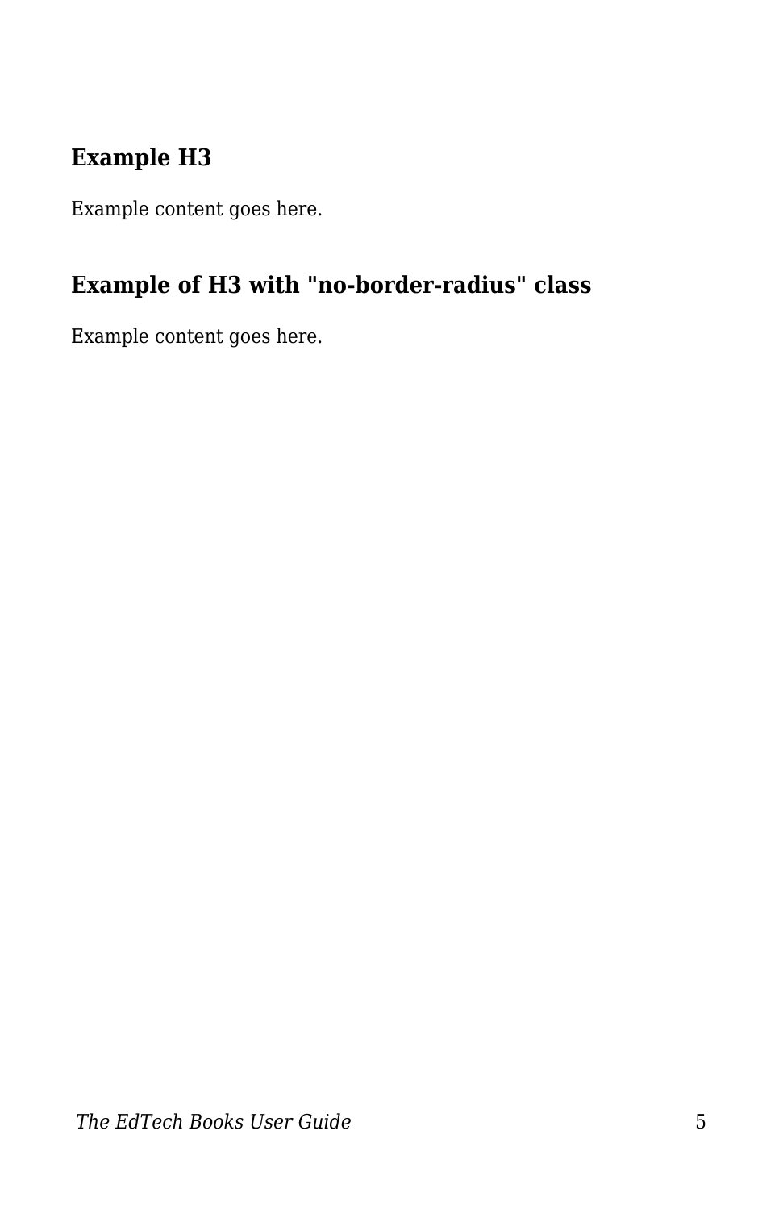### Example H3

Example content goes here.

### Example of H3 with "no-border-radius" class

Example content goes here.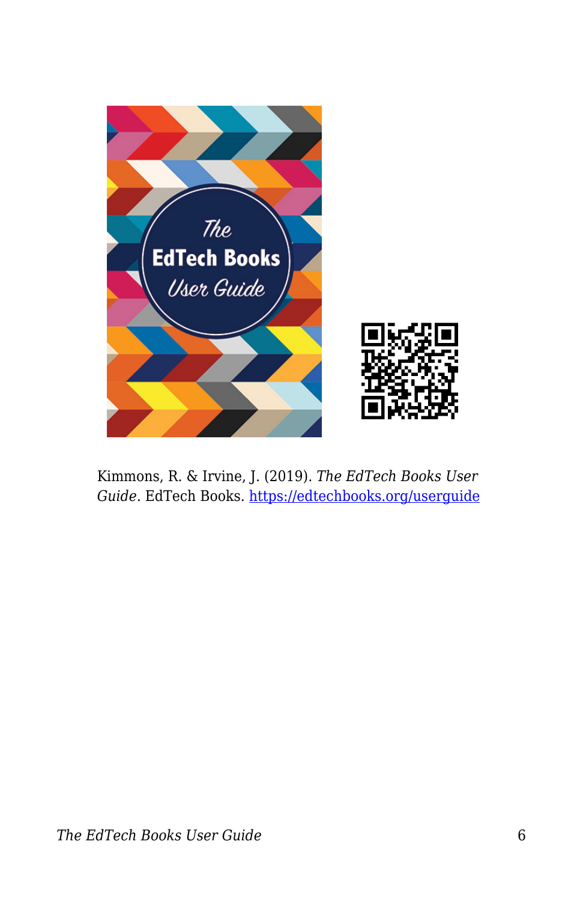Kimmons, R. & Irvine, J. (2019). *The EdTech Books User Guide*. EdTech Books. [https://edtechbooks.org/userguide](https://edtechbooks.org/userguide)